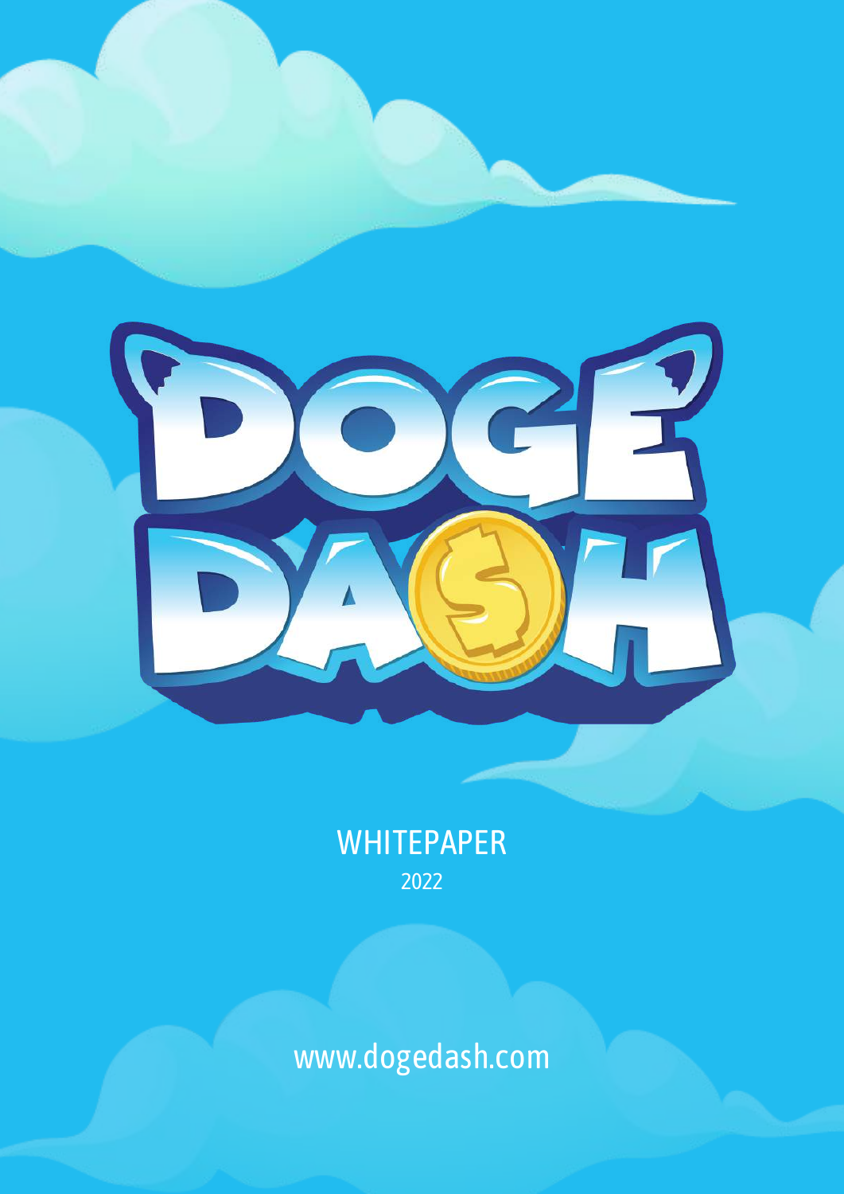# DOGE DASH

WHITEPAPER

2022

www.dogedash.com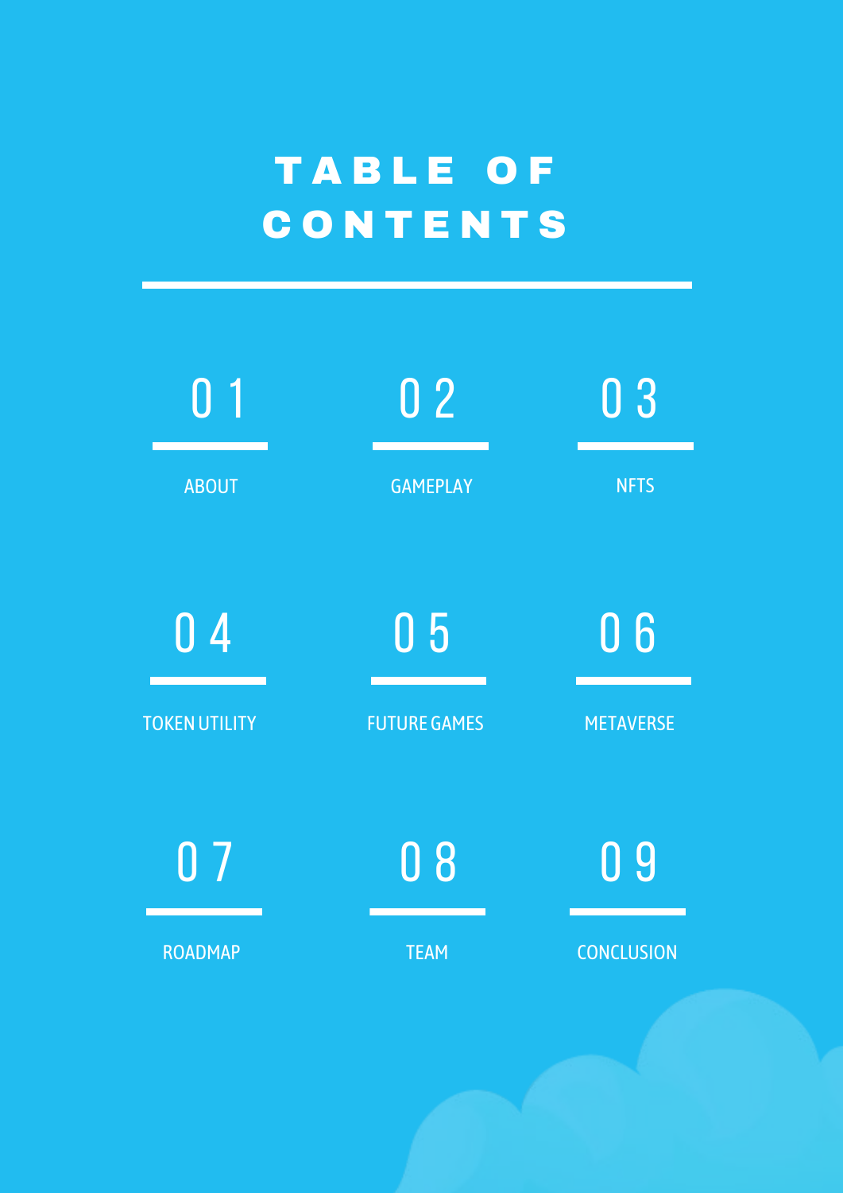# TABLE OF CONTENTS

01 ABOUT

02 GAMEPLAY

03 NFTS

04 TOKEN UTILITY

05 FUTURE GAMES

06 METAVERSE

07 ROADMAP

08 TEAM

09 CONCLUSION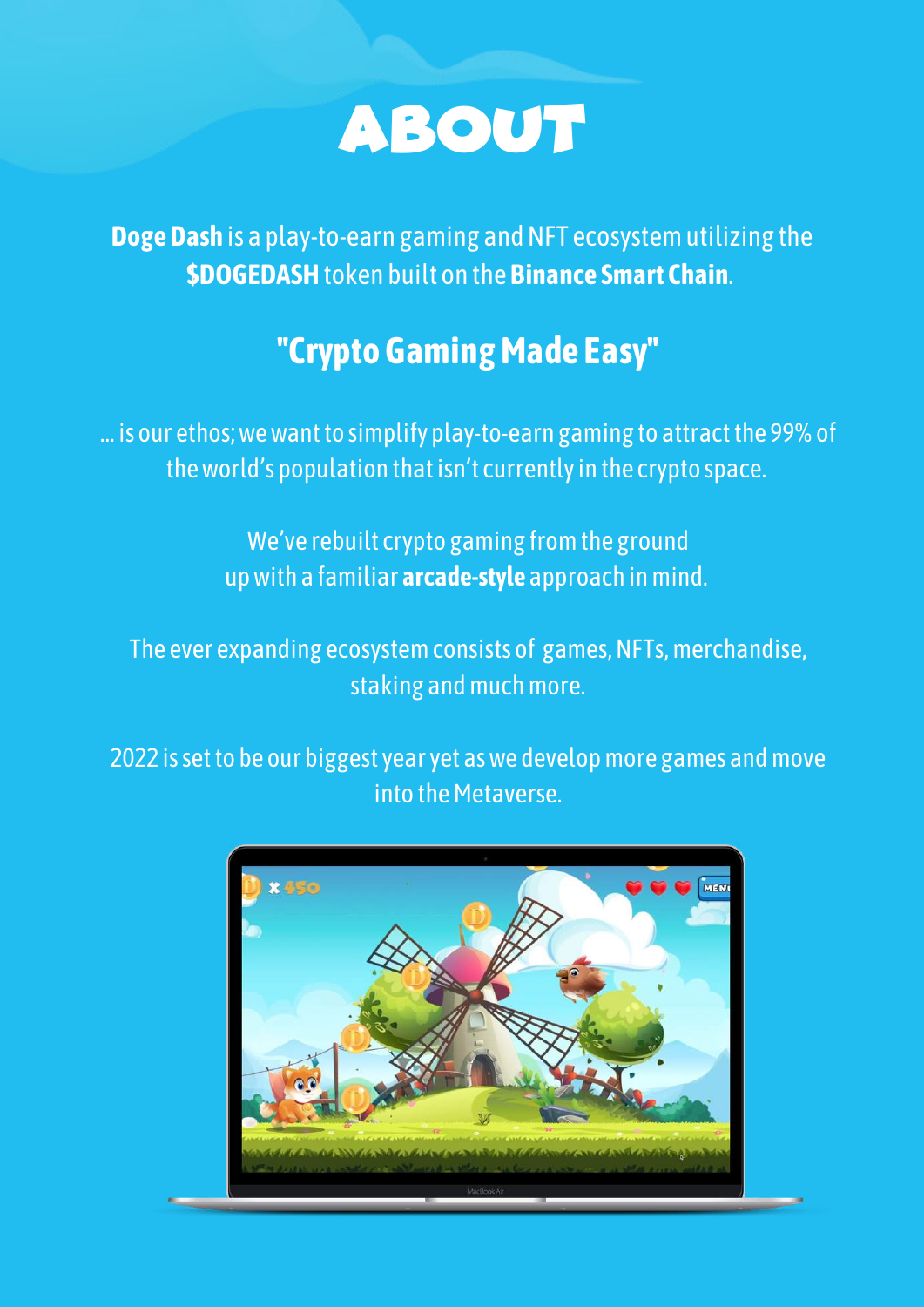# ABOUT

**Doge Dash** is a play-to-earn gaming and NFT ecosystem utilizing the **$DOGEDASH** token built on the **Binance Smart Chain**.

## "Crypto Gaming Made Easy"

... is our ethos; we want to simplify play-to-earn gaming to attract the 99% of the world's population that isn't currently in the crypto space.

We've rebuilt crypto gaming from the ground up with a familiar **arcade-style** approach in mind.

The ever expanding ecosystem consists of games, NFTs, merchandise, staking and much more.

2022 is set to be our biggest year yet as we develop more games and move into the Metaverse.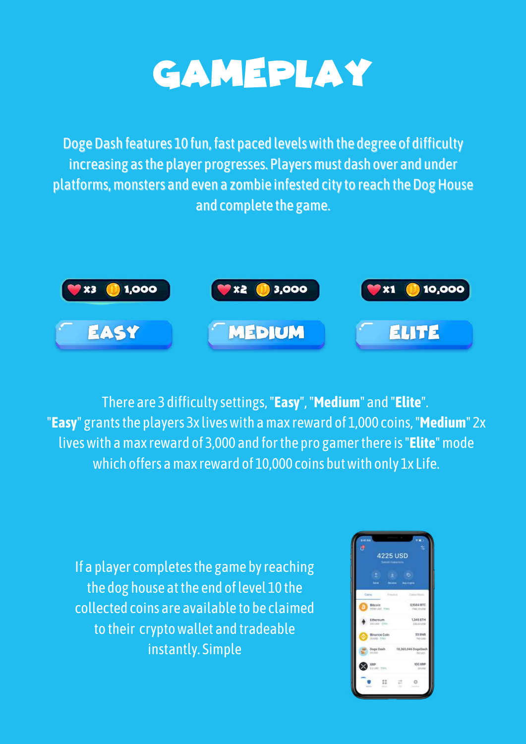# GAMEPLAY

Doge Dash features 10 fun, fast paced levels with the degree of difficulty increasing as the player progresses. Players must dash over and under platforms, monsters and even a zombie infested city to reach the Dog House and complete the game.

x3 1,000 — EASY

x2 3,000 — MEDIUM

x1 10,000 — ELITE

There are 3 difficulty settings, "**Easy**", "**Medium**" and "**Elite**".
"**Easy**" grants the players 3x lives with a max reward of 1,000 coins, "**Medium**" 2x lives with a max reward of 3,000 and for the pro gamer there is "**Elite**" mode which offers a max reward of 10,000 coins but with only 1x Life.

If a player completes the game by reaching the dog house at the end of level 10 the collected coins are available to be claimed to their crypto wallet and tradeable instantly. Simple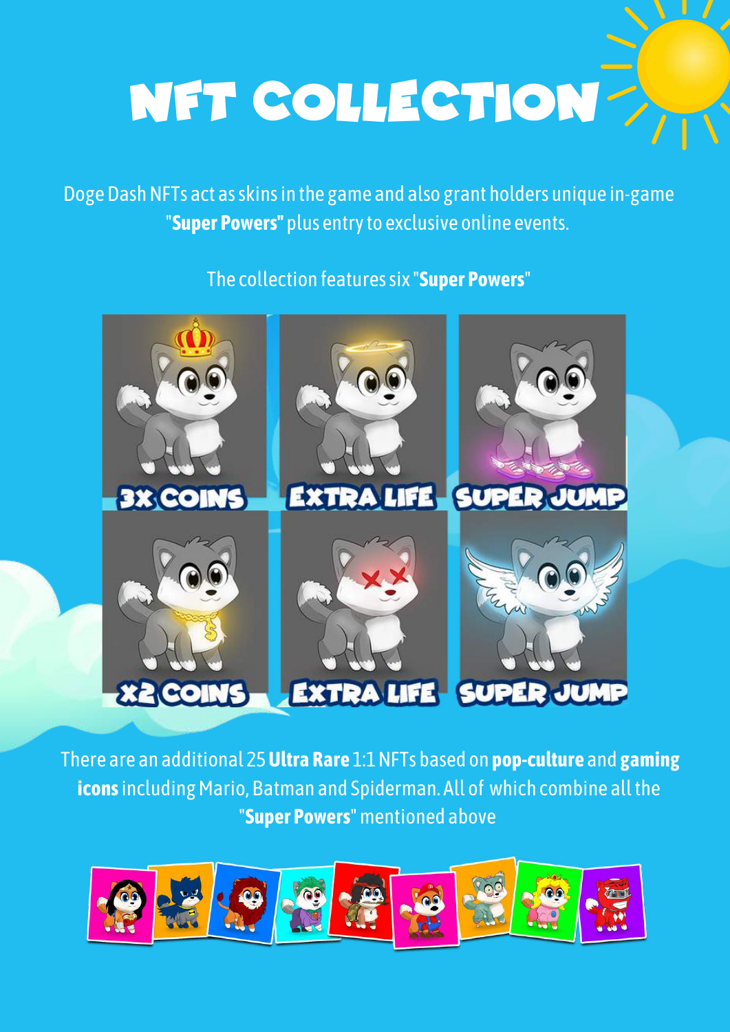# NFT COLLECTION

Doge Dash NFTs act as skins in the game and also grant holders unique in-game "**Super Powers"** plus entry to exclusive online events.

The collection features six "**Super Powers**"

3X COINS

EXTRA LIFE

SUPER JUMP

X2 COINS

EXTRA LIFE

SUPER JUMP

There are an additional 25 **Ultra Rare** 1:1 NFTs based on **pop-culture** and **gaming icons** including Mario, Batman and Spiderman. All of which combine all the "**Super Powers**" mentioned above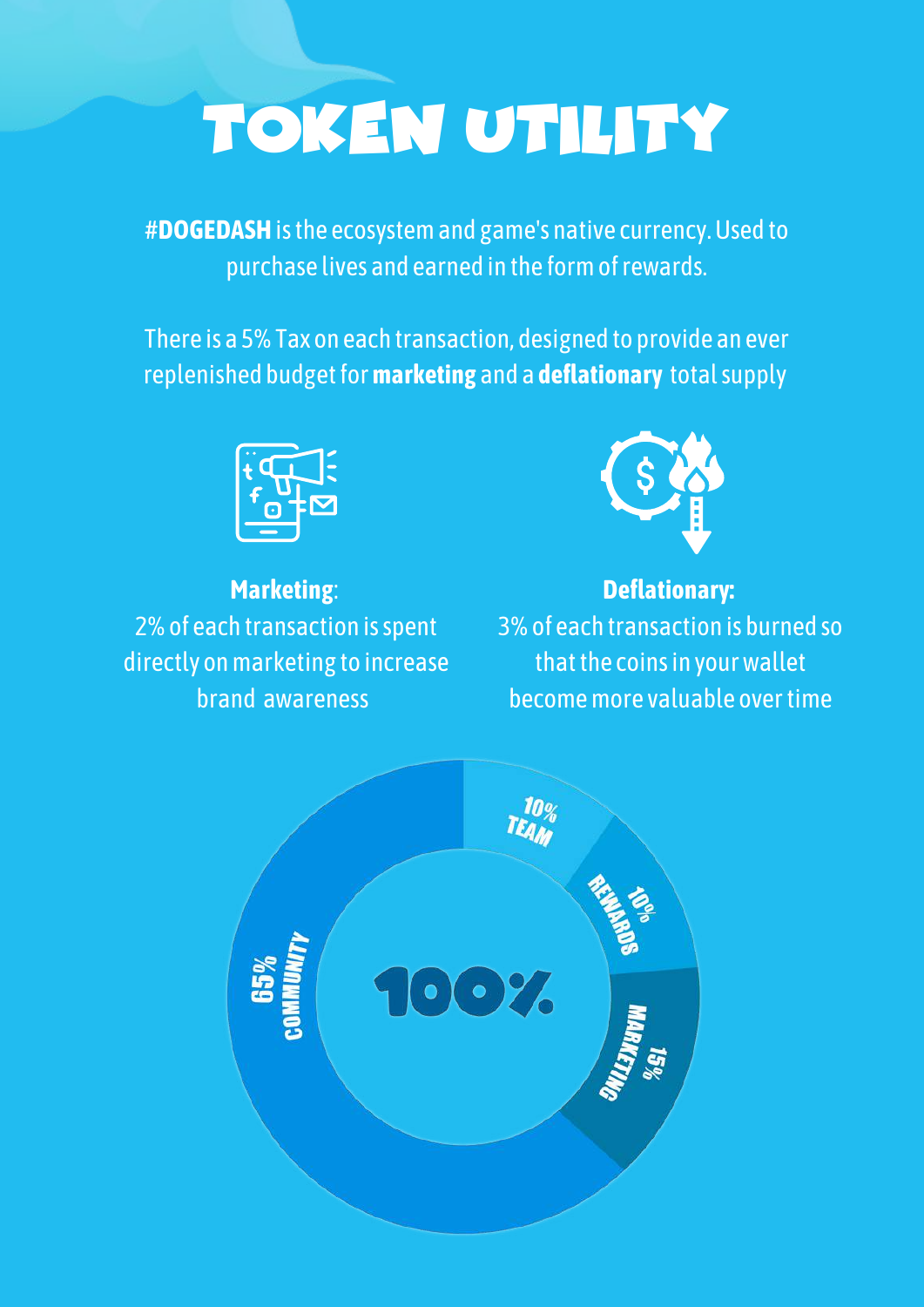# TOKEN UTILITY

**#DOGEDASH** is the ecosystem and game's native currency. Used to purchase lives and earned in the form of rewards.

There is a 5% Tax on each transaction, designed to provide an ever replenished budget for **marketing** and a **deflationary** total supply

**Marketing**:
2% of each transaction is spent directly on marketing to increase brand awareness

**Deflationary:**
3% of each transaction is burned so that the coins in your wallet become more valuable over time

10% TEAM

10% REWARDS

15% MARKETING

65% COMMUNITY

100%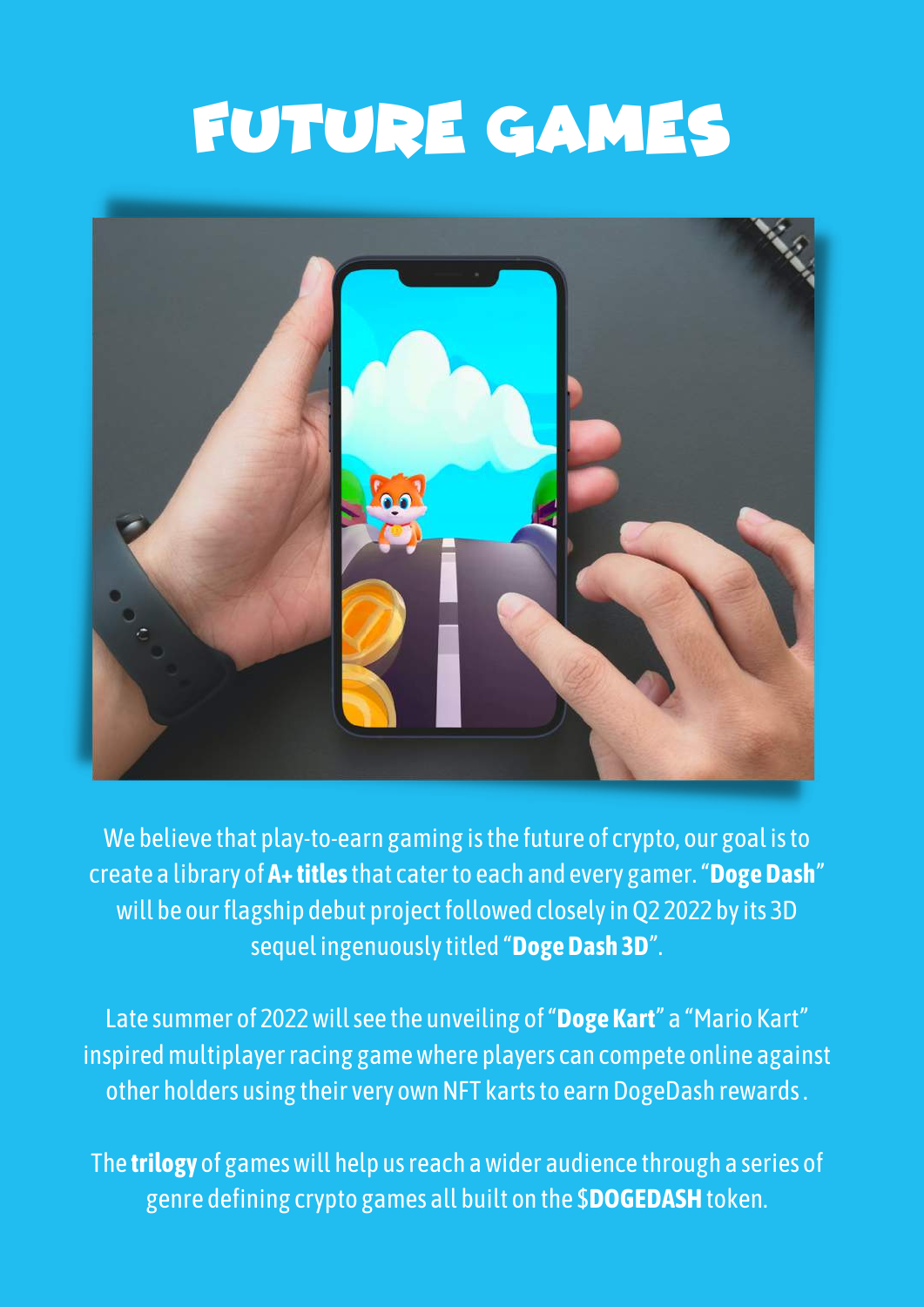# FUTURE GAMES

We believe that play-to-earn gaming is the future of crypto, our goal is to create a library of **A+ titles** that cater to each and every gamer. "**Doge Dash**" will be our flagship debut project followed closely in Q2 2022 by its 3D sequel ingenuously titled "**Doge Dash 3D**".

Late summer of 2022 will see the unveiling of "**Doge Kart**" a "Mario Kart" inspired multiplayer racing game where players can compete online against other holders using their very own NFT karts to earn DogeDash rewards.

The **trilogy** of games will help us reach a wider audience through a series of genre defining crypto games all built on the $**DOGEDASH** token.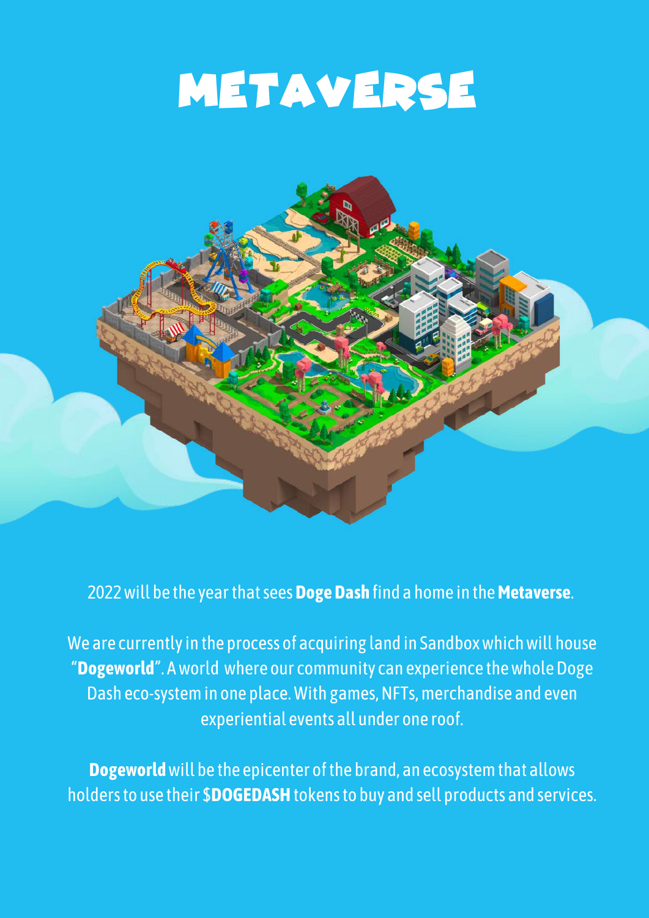# METAVERSE

2022 will be the year that sees **Doge Dash** find a home in the **Metaverse**.

We are currently in the process of acquiring land in Sandbox which will house "**Dogeworld**". A world where our community can experience the whole Doge Dash eco-system in one place. With games, NFTs, merchandise and even experiential events all under one roof.

**Dogeworld** will be the epicenter of the brand, an ecosystem that allows holders to use their **$DOGEDASH** tokens to buy and sell products and services.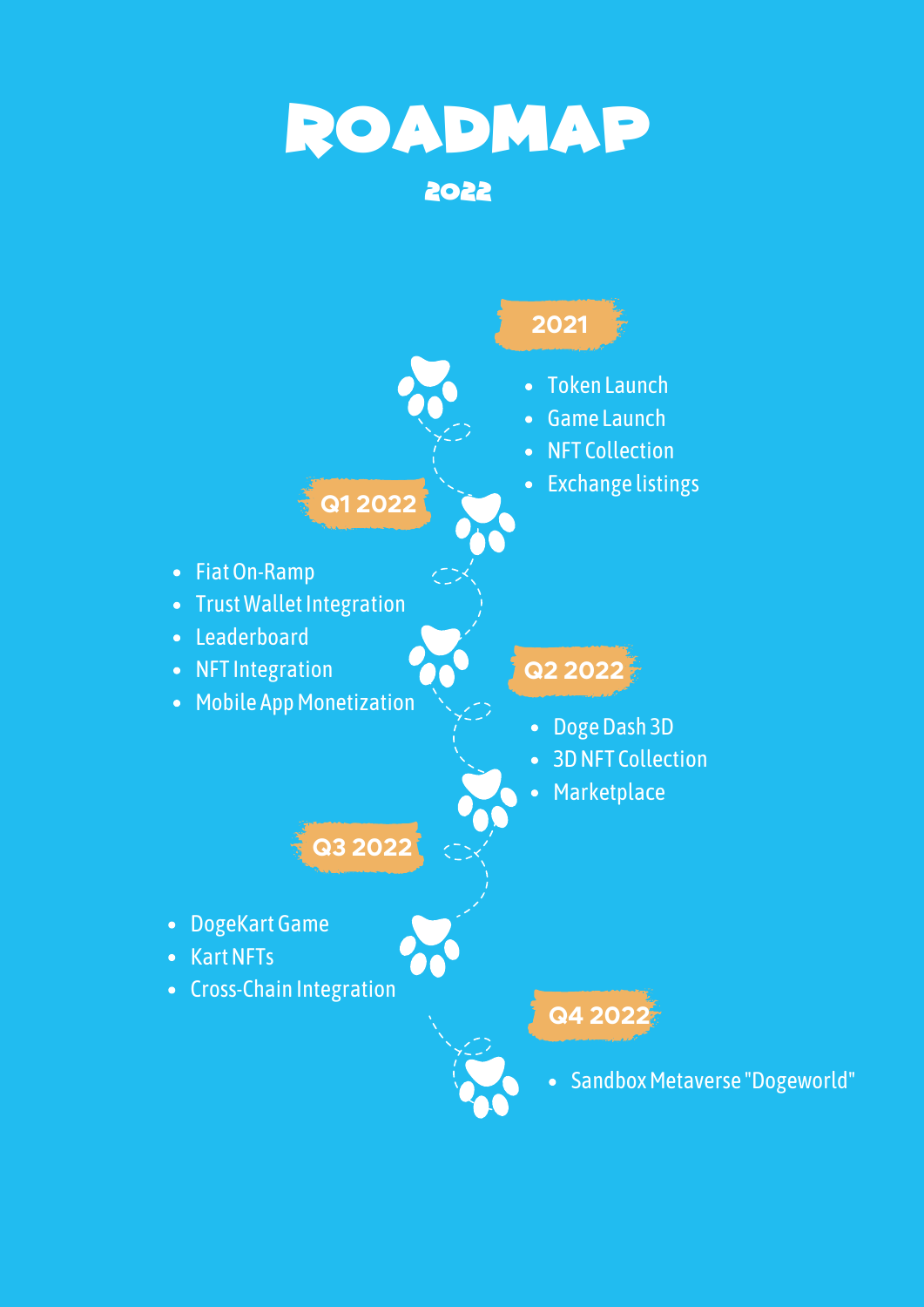# ROADMAP

## 2022

### 2021

- Token Launch
- Game Launch
- NFT Collection
- Exchange listings

### Q1 2022

- Fiat On-Ramp
- Trust Wallet Integration
- Leaderboard
- NFT Integration
- Mobile App Monetization

### Q2 2022

- Doge Dash 3D
- 3D NFT Collection
- Marketplace

### Q3 2022

- DogeKart Game
- Kart NFTs
- Cross-Chain Integration

### Q4 2022

- Sandbox Metaverse "Dogeworld"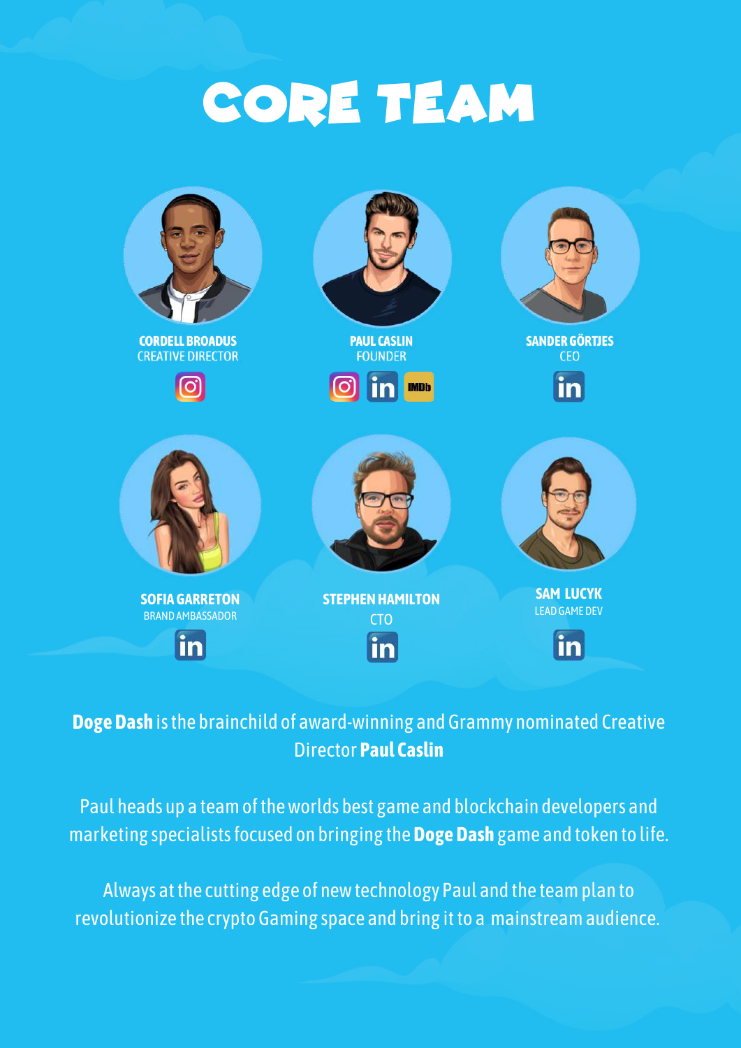# CORE TEAM

**CORDELL BROADUS**
CREATIVE DIRECTOR

**PAUL CASLIN**
FOUNDER

**SANDER GÖRTJES**
CEO

**SOFIA GARRETON**
BRAND AMBASSADOR

**STEPHEN HAMILTON**
CTO

**SAM LUCYK**
LEAD GAME DEV

**Doge Dash** is the brainchild of award-winning and Grammy nominated Creative Director **Paul Caslin**

Paul heads up a team of the worlds best game and blockchain developers and marketing specialists focused on bringing the **Doge Dash** game and token to life.

Always at the cutting edge of new technology Paul and the team plan to revolutionize the crypto Gaming space and bring it to a mainstream audience.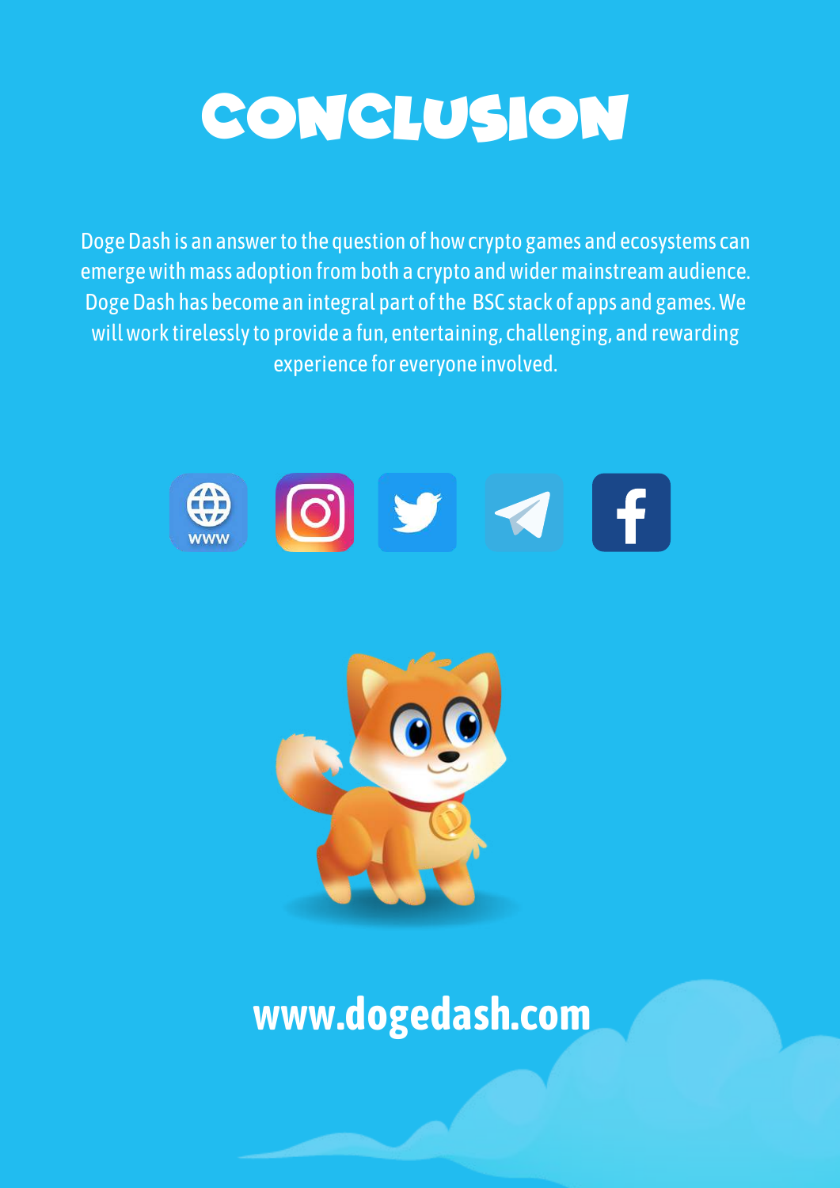# CONCLUSION

Doge Dash is an answer to the question of how crypto games and ecosystems can emerge with mass adoption from both a crypto and wider mainstream audience. Doge Dash has become an integral part of the BSC stack of apps and games. We will work tirelessly to provide a fun, entertaining, challenging, and rewarding experience for everyone involved.

www.dogedash.com